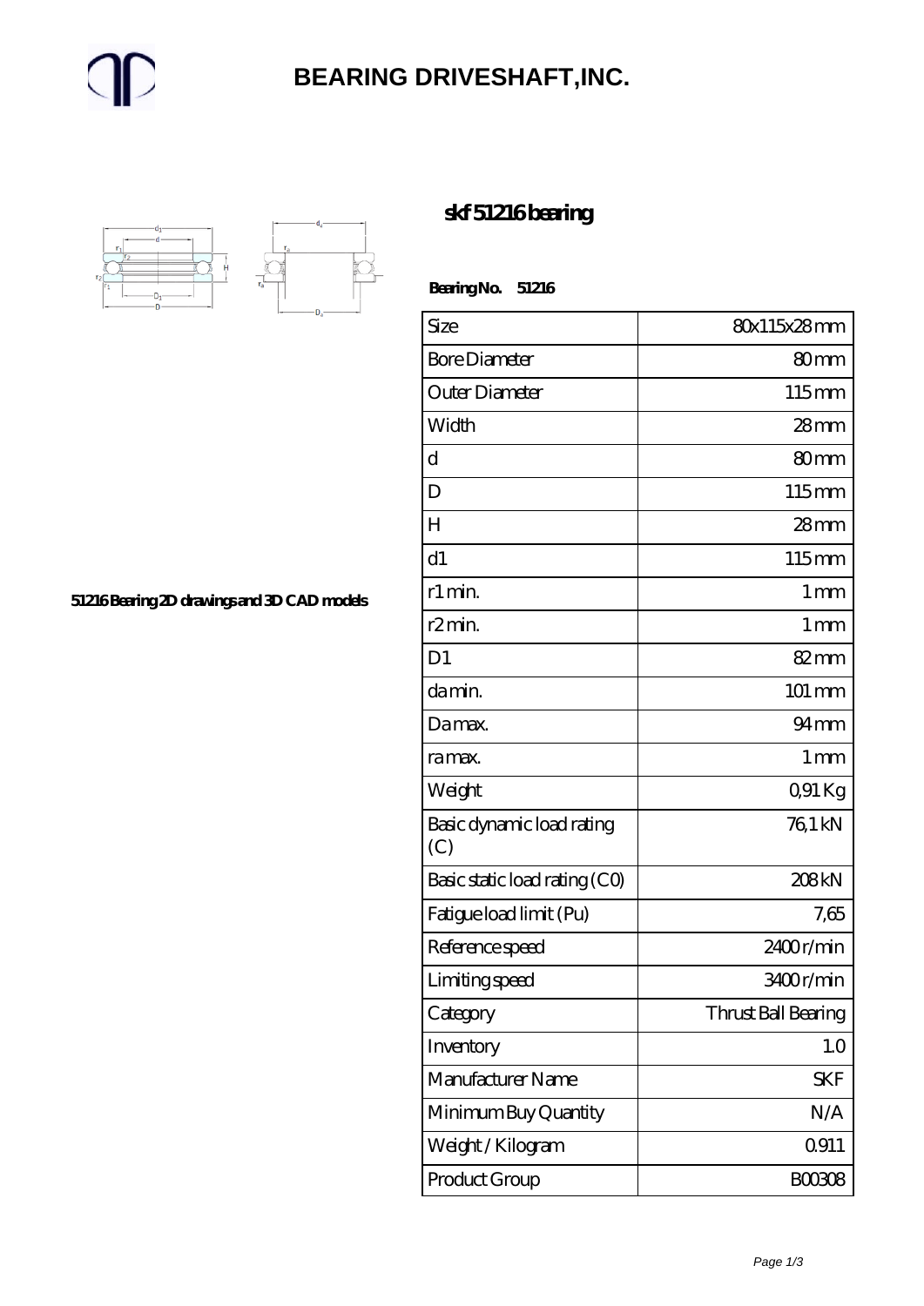# BEARING DRIVESHAFT,INC.

## skf 51216 bearing

51216 Bearing 2D drawings and 3D CAD models

**Bearing No. 51216**

| Size | 80x115x28 mm |
|---|---|
| Bore Diameter | 80 mm |
| Outer Diameter | 115 mm |
| Width | 28 mm |
| d | 80 mm |
| D | 115 mm |
| H | 28 mm |
| d1 | 115 mm |
| r1 min. | 1 mm |
| r2 min. | 1 mm |
| D1 | 82 mm |
| da min. | 101 mm |
| Da max. | 94 mm |
| ra max. | 1 mm |
| Weight | 0,91 Kg |
| Basic dynamic load rating (C) | 76,1 kN |
| Basic static load rating (C0) | 208 kN |
| Fatigue load limit (Pu) | 7,65 |
| Reference speed | 2400 r/min |
| Limiting speed | 3400 r/min |
| Category | Thrust Ball Bearing |
| Inventory | 1.0 |
| Manufacturer Name | SKF |
| Minimum Buy Quantity | N/A |
| Weight / Kilogram | 0.911 |
| Product Group | B00308 |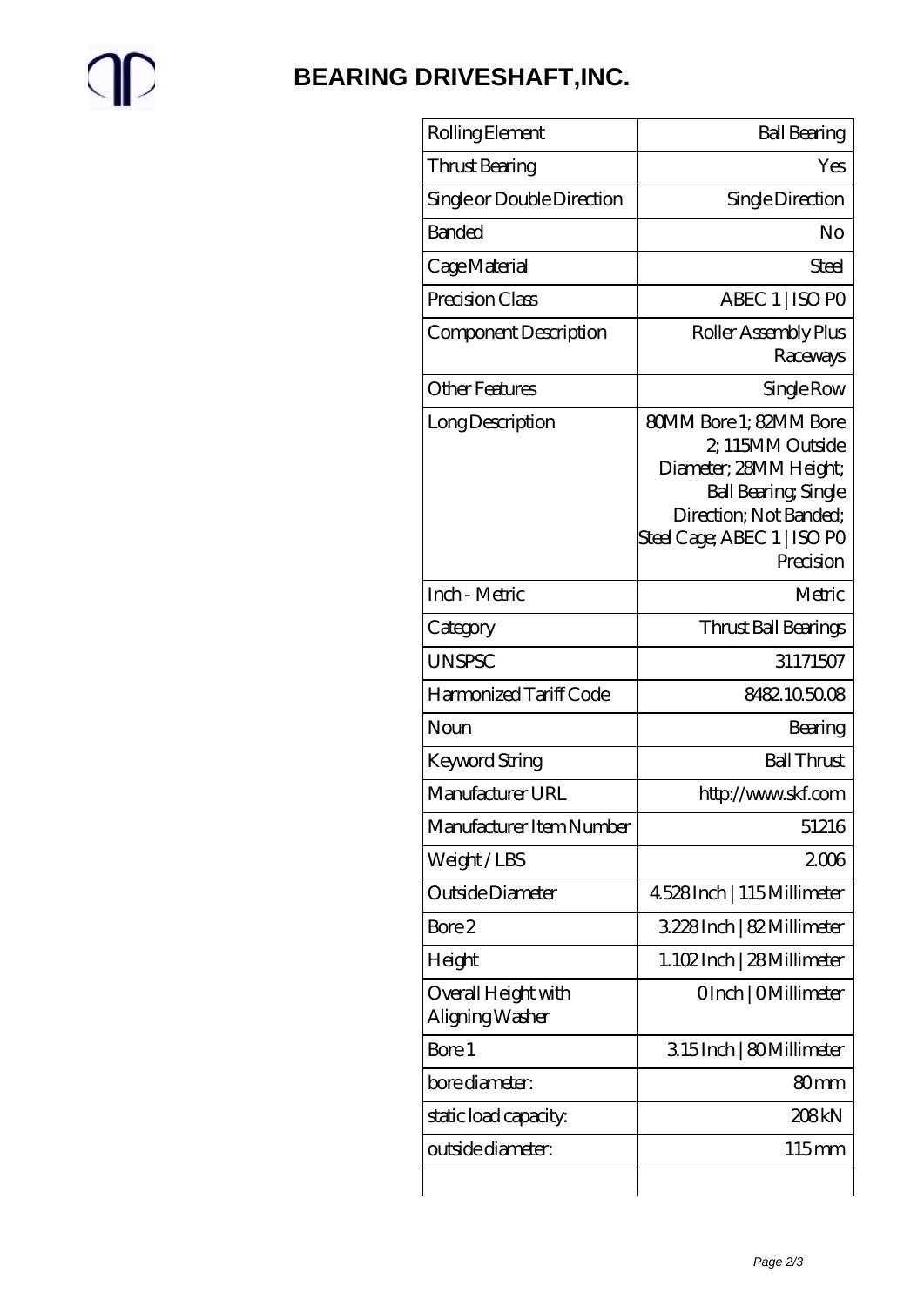# BEARING DRIVESHAFT,INC.

| | |
|---|---|
| Rolling Element | Ball Bearing |
| Thrust Bearing | Yes |
| Single or Double Direction | Single Direction |
| Banded | No |
| Cage Material | Steel |
| Precision Class | ABEC 1 \| ISO P0 |
| Component Description | Roller Assembly Plus Raceways |
| Other Features | Single Row |
| Long Description | 80MM Bore 1; 82MM Bore 2; 115MM Outside Diameter; 28MM Height; Ball Bearing; Single Direction; Not Banded; Steel Cage; ABEC 1 \| ISO P0 Precision |
| Inch - Metric | Metric |
| Category | Thrust Ball Bearings |
| UNSPSC | 31171507 |
| Harmonized Tariff Code | 8482.10.50.08 |
| Noun | Bearing |
| Keyword String | Ball Thrust |
| Manufacturer URL | http://www.skf.com |
| Manufacturer Item Number | 51216 |
| Weight / LBS | 2.006 |
| Outside Diameter | 4.528 Inch \| 115 Millimeter |
| Bore 2 | 3.228 Inch \| 82 Millimeter |
| Height | 1.102 Inch \| 28 Millimeter |
| Overall Height with Aligning Washer | 0 Inch \| 0 Millimeter |
| Bore 1 | 3.15 Inch \| 80 Millimeter |
| bore diameter: | 80 mm |
| static load capacity: | 208 kN |
| outside diameter: | 115 mm |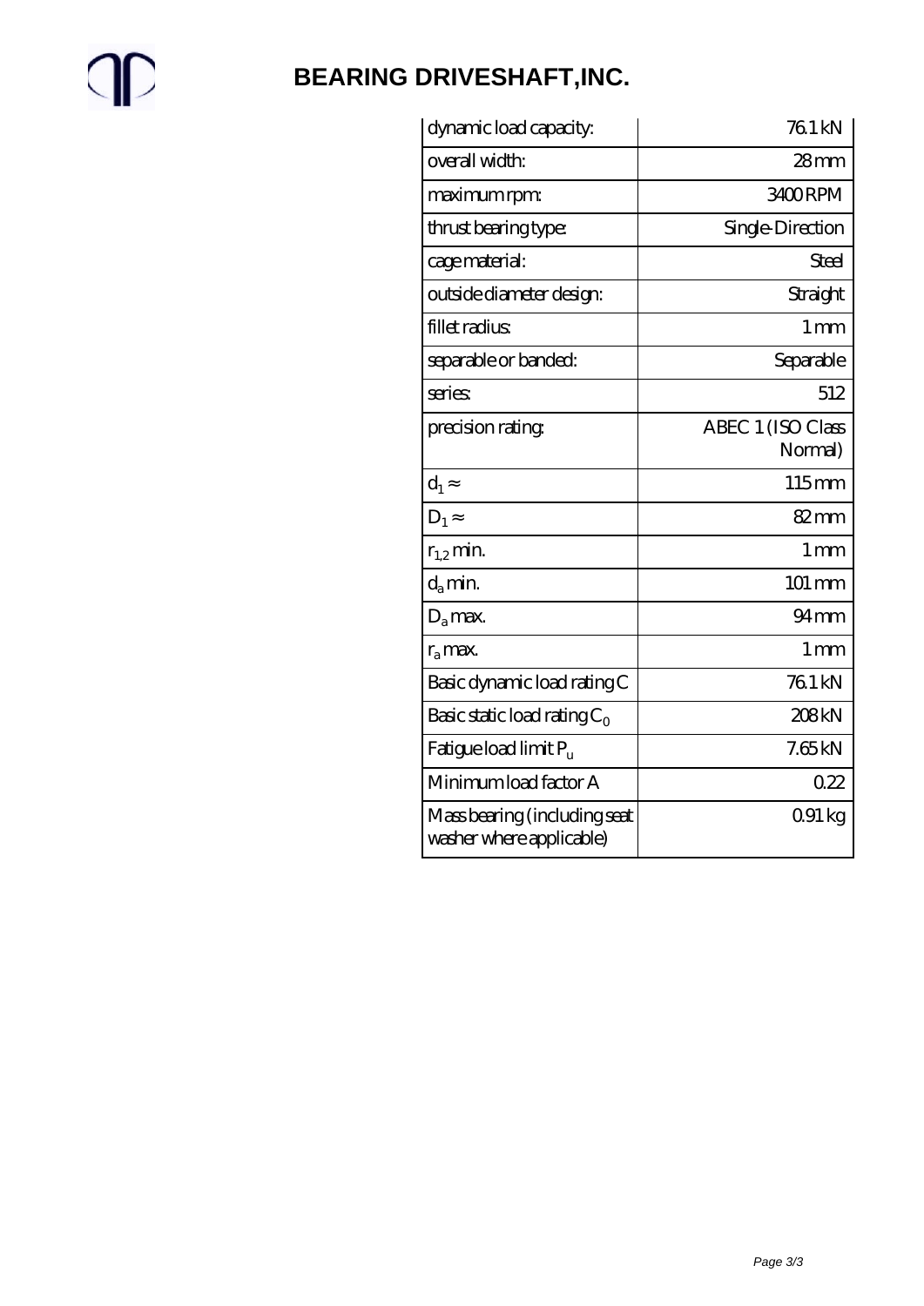# BEARING DRIVESHAFT,INC.

| | |
|---|---|
| dynamic load capacity: | 76.1 kN |
| overall width: | 28 mm |
| maximum rpm: | 3400 RPM |
| thrust bearing type: | Single-Direction |
| cage material: | Steel |
| outside diameter design: | Straight |
| fillet radius: | 1 mm |
| separable or banded: | Separable |
| series: | 512 |
| precision rating: | ABEC 1 (ISO Class Normal) |
| $d_1 \approx$ | 115 mm |
| $D_1 \approx$ | 82 mm |
| $r_{1,2}$ min. | 1 mm |
| $d_a$ min. | 101 mm |
| $D_a$ max. | 94 mm |
| $r_a$ max. | 1 mm |
| Basic dynamic load rating C | 76.1 kN |
| Basic static load rating $C_0$ | 208 kN |
| Fatigue load limit $P_u$ | 7.65 kN |
| Minimum load factor A | 0.22 |
| Mass bearing (including seat washer where applicable) | 0.91 kg |